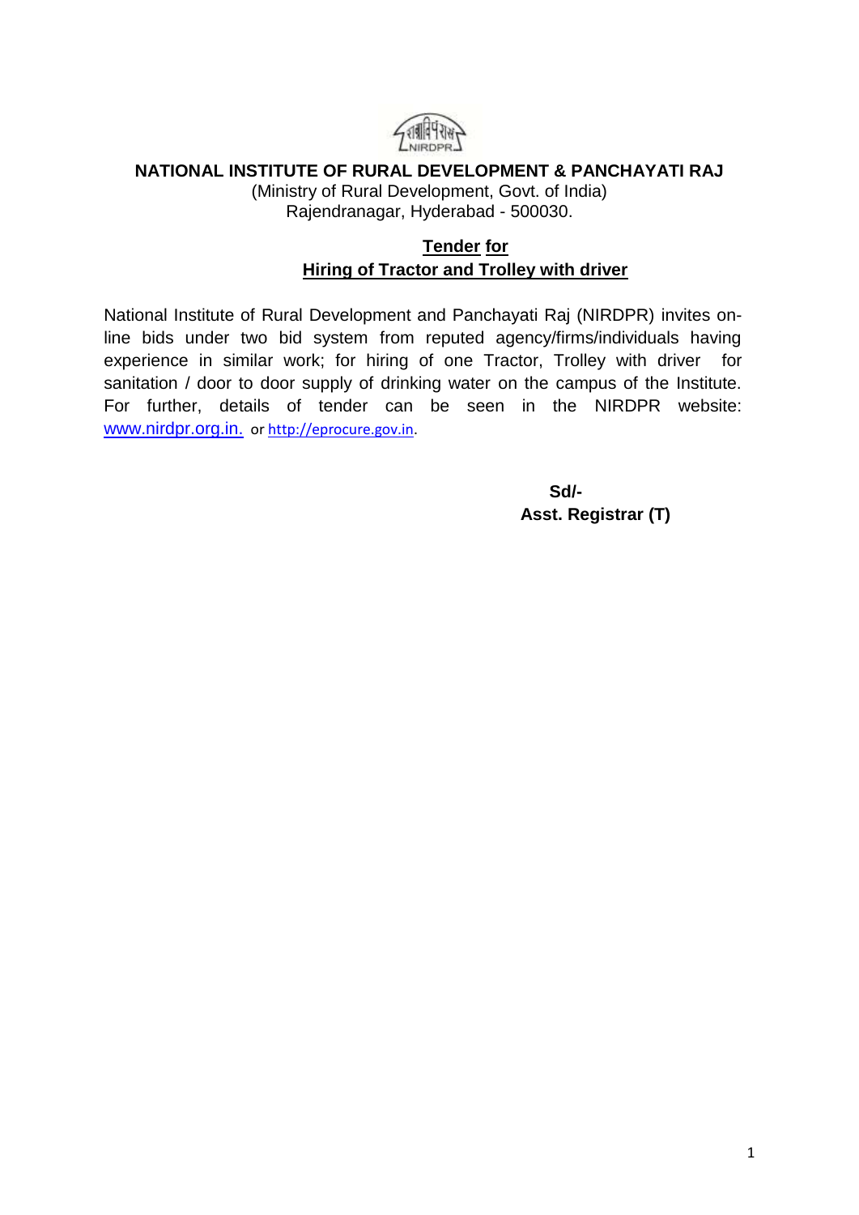**NATIONAL INSTITUTE OF RURAL DEVELOPMENT & PANCHAYATI RAJ**

(Ministry of Rural Development, Govt. of India)
Rajendranagar, Hyderabad - 500030.

## Tender for
## Hiring of Tractor and Trolley with driver

National Institute of Rural Development and Panchayati Raj (NIRDPR) invites on-line bids under two bid system from reputed agency/firms/individuals having experience in similar work; for hiring of one Tractor, Trolley with driver for sanitation / door to door supply of drinking water on the campus of the Institute. For further, details of tender can be seen in the NIRDPR website: www.nirdpr.org.in. or http://eprocure.gov.in.

**Sd/-**
**Asst. Registrar (T)**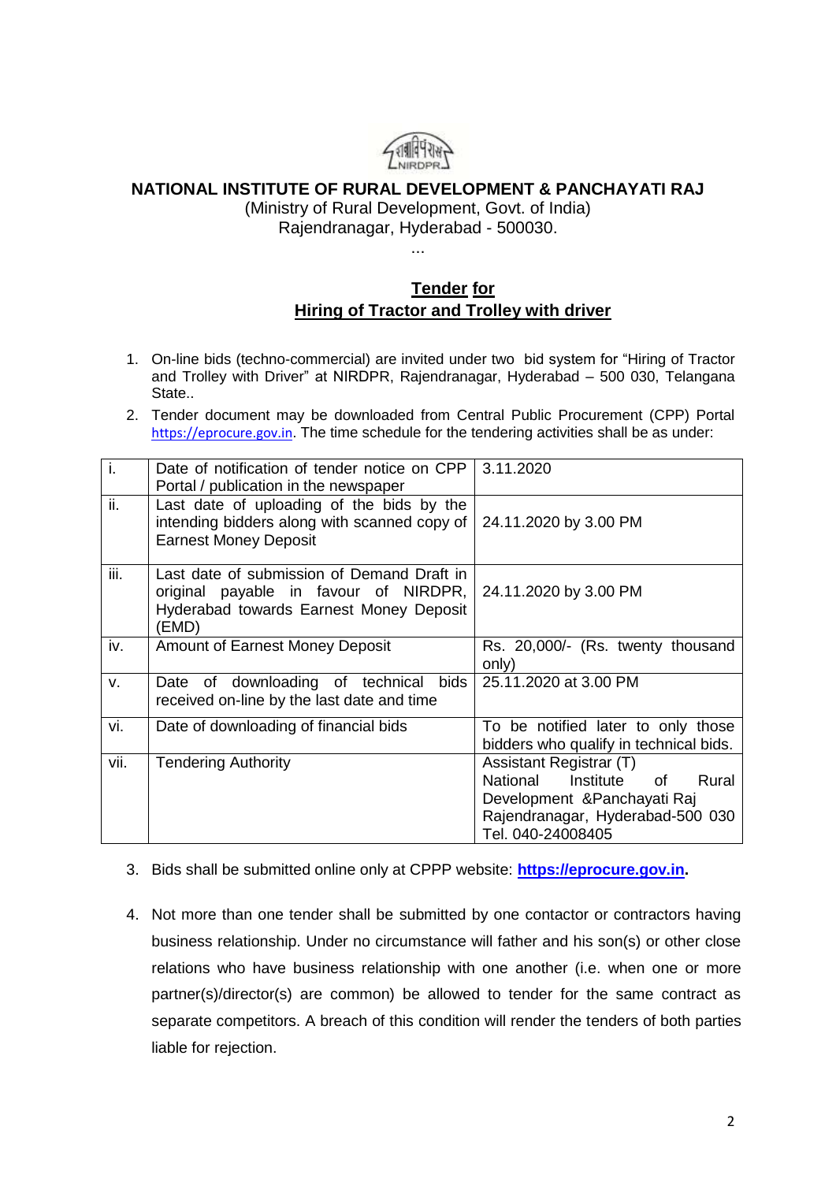**NATIONAL INSTITUTE OF RURAL DEVELOPMENT & PANCHAYATI RAJ**

(Ministry of Rural Development, Govt. of India)

Rajendranagar, Hyderabad - 500030.

...

## Tender for Hiring of Tractor and Trolley with driver

1. On-line bids (techno-commercial) are invited under two bid system for "Hiring of Tractor and Trolley with Driver" at NIRDPR, Rajendranagar, Hyderabad – 500 030, Telangana State..
2. Tender document may be downloaded from Central Public Procurement (CPP) Portal https://eprocure.gov.in. The time schedule for the tendering activities shall be as under:

| | | |
|---|---|---|
| i. | Date of notification of tender notice on CPP Portal / publication in the newspaper | 3.11.2020 |
| ii. | Last date of uploading of the bids by the intending bidders along with scanned copy of Earnest Money Deposit | 24.11.2020 by 3.00 PM |
| iii. | Last date of submission of Demand Draft in original payable in favour of NIRDPR, Hyderabad towards Earnest Money Deposit (EMD) | 24.11.2020 by 3.00 PM |
| iv. | Amount of Earnest Money Deposit | Rs. 20,000/- (Rs. twenty thousand only) |
| v. | Date of downloading of technical bids received on-line by the last date and time | 25.11.2020 at 3.00 PM |
| vi. | Date of downloading of financial bids | To be notified later to only those bidders who qualify in technical bids. |
| vii. | Tendering Authority | Assistant Registrar (T)<br>National Institute of Rural Development &Panchayati Raj<br>Rajendranagar, Hyderabad-500 030<br>Tel. 040-24008405 |

3. Bids shall be submitted online only at CPPP website: **https://eprocure.gov.in.**
4. Not more than one tender shall be submitted by one contactor or contractors having business relationship. Under no circumstance will father and his son(s) or other close relations who have business relationship with one another (i.e. when one or more partner(s)/director(s) are common) be allowed to tender for the same contract as separate competitors. A breach of this condition will render the tenders of both parties liable for rejection.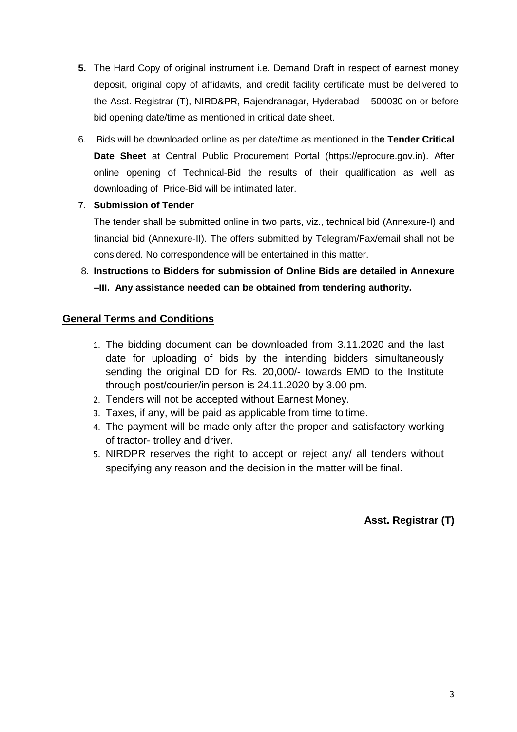5. The Hard Copy of original instrument i.e. Demand Draft in respect of earnest money deposit, original copy of affidavits, and credit facility certificate must be delivered to the Asst. Registrar (T), NIRD&PR, Rajendranagar, Hyderabad – 500030 on or before bid opening date/time as mentioned in critical date sheet.
6. Bids will be downloaded online as per date/time as mentioned in th**e Tender Critical Date Sheet** at Central Public Procurement Portal (https://eprocure.gov.in). After online opening of Technical-Bid the results of their qualification as well as downloading of Price-Bid will be intimated later.
7. **Submission of Tender**

   The tender shall be submitted online in two parts, viz., technical bid (Annexure-I) and financial bid (Annexure-II). The offers submitted by Telegram/Fax/email shall not be considered. No correspondence will be entertained in this matter.
8. **Instructions to Bidders for submission of Online Bids are detailed in Annexure –III. Any assistance needed can be obtained from tendering authority.**

## General Terms and Conditions

1. The bidding document can be downloaded from 3.11.2020 and the last date for uploading of bids by the intending bidders simultaneously sending the original DD for Rs. 20,000/- towards EMD to the Institute through post/courier/in person is 24.11.2020 by 3.00 pm.
2. Tenders will not be accepted without Earnest Money.
3. Taxes, if any, will be paid as applicable from time to time.
4. The payment will be made only after the proper and satisfactory working of tractor- trolley and driver.
5. NIRDPR reserves the right to accept or reject any/ all tenders without specifying any reason and the decision in the matter will be final.

**Asst. Registrar (T)**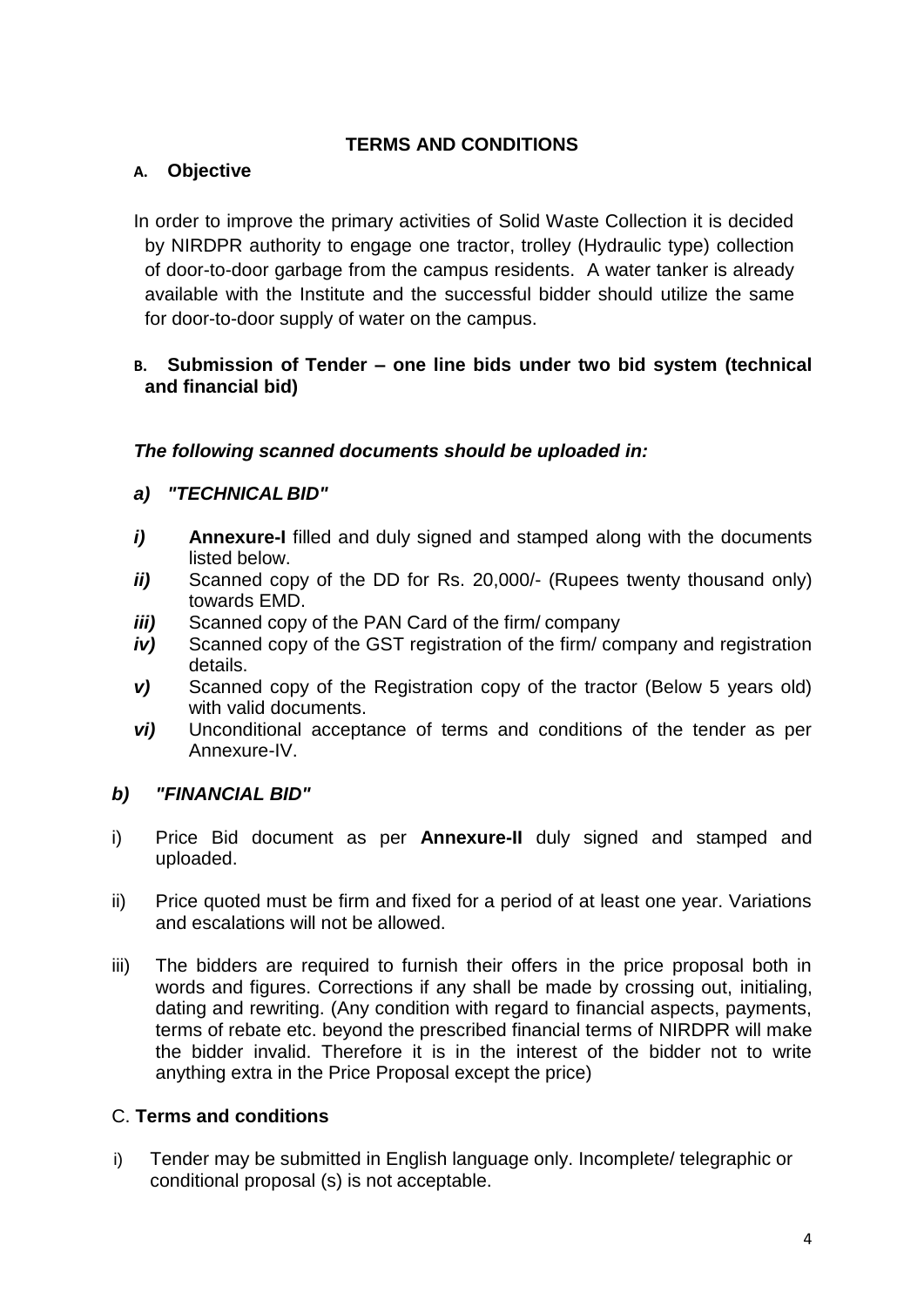## TERMS AND CONDITIONS

### A. Objective

In order to improve the primary activities of Solid Waste Collection it is decided by NIRDPR authority to engage one tractor, trolley (Hydraulic type) collection of door-to-door garbage from the campus residents. A water tanker is already available with the Institute and the successful bidder should utilize the same for door-to-door supply of water on the campus.

### B. Submission of Tender – one line bids under two bid system (technical and financial bid)

***The following scanned documents should be uploaded in:***

***a) "TECHNICAL BID"***

- ***i)*** **Annexure-I** filled and duly signed and stamped along with the documents listed below.
- ***ii)*** Scanned copy of the DD for Rs. 20,000/- (Rupees twenty thousand only) towards EMD.
- ***iii)*** Scanned copy of the PAN Card of the firm/ company
- ***iv)*** Scanned copy of the GST registration of the firm/ company and registration details.
- ***v)*** Scanned copy of the Registration copy of the tractor (Below 5 years old) with valid documents.
- ***vi)*** Unconditional acceptance of terms and conditions of the tender as per Annexure-IV.

***b) "FINANCIAL BID"***

- i) Price Bid document as per **Annexure-II** duly signed and stamped and uploaded.
- ii) Price quoted must be firm and fixed for a period of at least one year. Variations and escalations will not be allowed.
- iii) The bidders are required to furnish their offers in the price proposal both in words and figures. Corrections if any shall be made by crossing out, initialing, dating and rewriting. (Any condition with regard to financial aspects, payments, terms of rebate etc. beyond the prescribed financial terms of NIRDPR will make the bidder invalid. Therefore it is in the interest of the bidder not to write anything extra in the Price Proposal except the price)

### C. Terms and conditions

- i) Tender may be submitted in English language only. Incomplete/ telegraphic or conditional proposal (s) is not acceptable.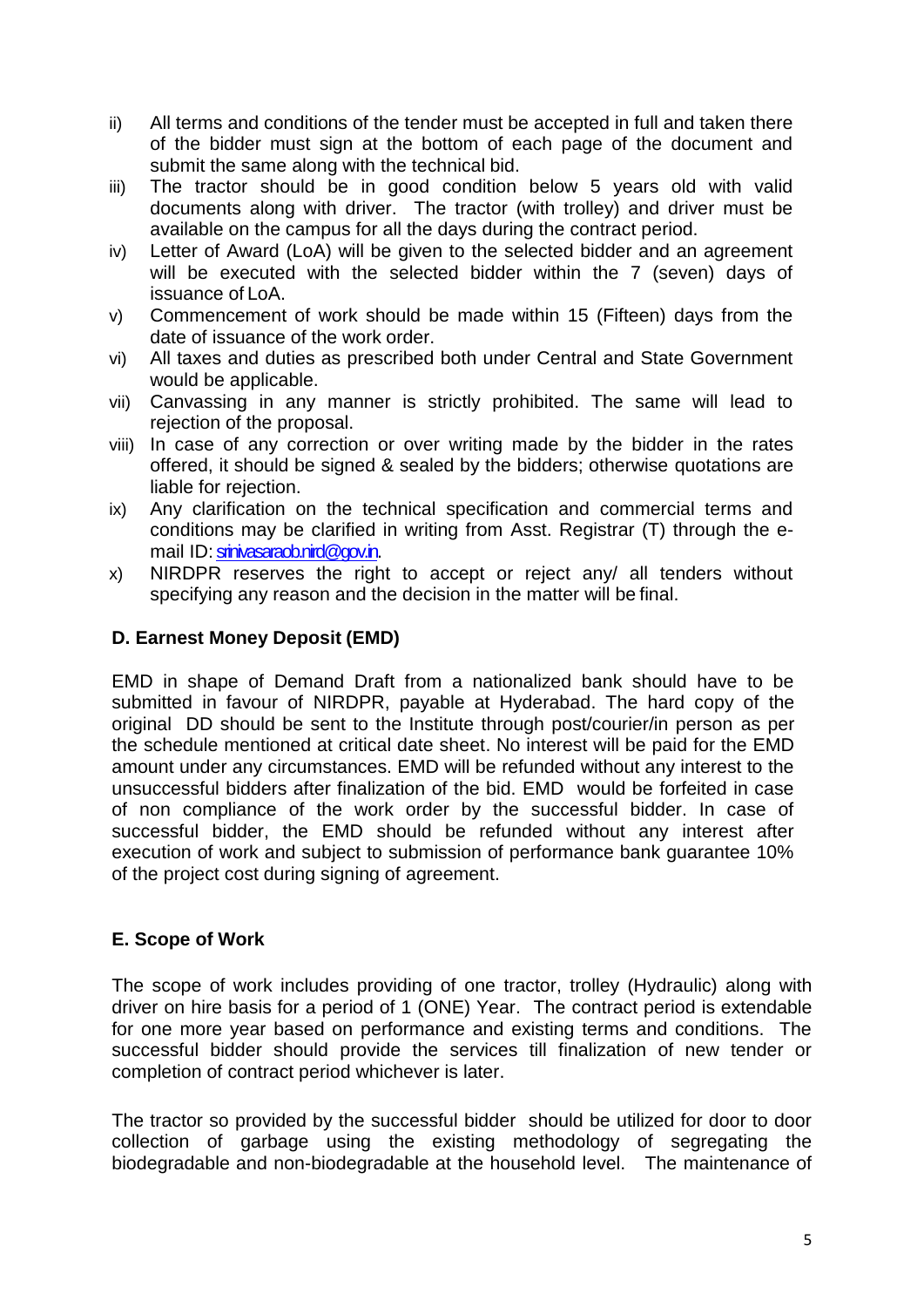ii) All terms and conditions of the tender must be accepted in full and taken there of the bidder must sign at the bottom of each page of the document and submit the same along with the technical bid.

iii) The tractor should be in good condition below 5 years old with valid documents along with driver. The tractor (with trolley) and driver must be available on the campus for all the days during the contract period.

iv) Letter of Award (LoA) will be given to the selected bidder and an agreement will be executed with the selected bidder within the 7 (seven) days of issuance of LoA.

v) Commencement of work should be made within 15 (Fifteen) days from the date of issuance of the work order.

vi) All taxes and duties as prescribed both under Central and State Government would be applicable.

vii) Canvassing in any manner is strictly prohibited. The same will lead to rejection of the proposal.

viii) In case of any correction or over writing made by the bidder in the rates offered, it should be signed & sealed by the bidders; otherwise quotations are liable for rejection.

ix) Any clarification on the technical specification and commercial terms and conditions may be clarified in writing from Asst. Registrar (T) through the e-mail ID: srinivasaraob.nird@gov.in.

x) NIRDPR reserves the right to accept or reject any/ all tenders without specifying any reason and the decision in the matter will be final.

### D. Earnest Money Deposit (EMD)

EMD in shape of Demand Draft from a nationalized bank should have to be submitted in favour of NIRDPR, payable at Hyderabad. The hard copy of the original DD should be sent to the Institute through post/courier/in person as per the schedule mentioned at critical date sheet. No interest will be paid for the EMD amount under any circumstances. EMD will be refunded without any interest to the unsuccessful bidders after finalization of the bid. EMD would be forfeited in case of non compliance of the work order by the successful bidder. In case of successful bidder, the EMD should be refunded without any interest after execution of work and subject to submission of performance bank guarantee 10% of the project cost during signing of agreement.

### E. Scope of Work

The scope of work includes providing of one tractor, trolley (Hydraulic) along with driver on hire basis for a period of 1 (ONE) Year. The contract period is extendable for one more year based on performance and existing terms and conditions. The successful bidder should provide the services till finalization of new tender or completion of contract period whichever is later.

The tractor so provided by the successful bidder should be utilized for door to door collection of garbage using the existing methodology of segregating the biodegradable and non-biodegradable at the household level. The maintenance of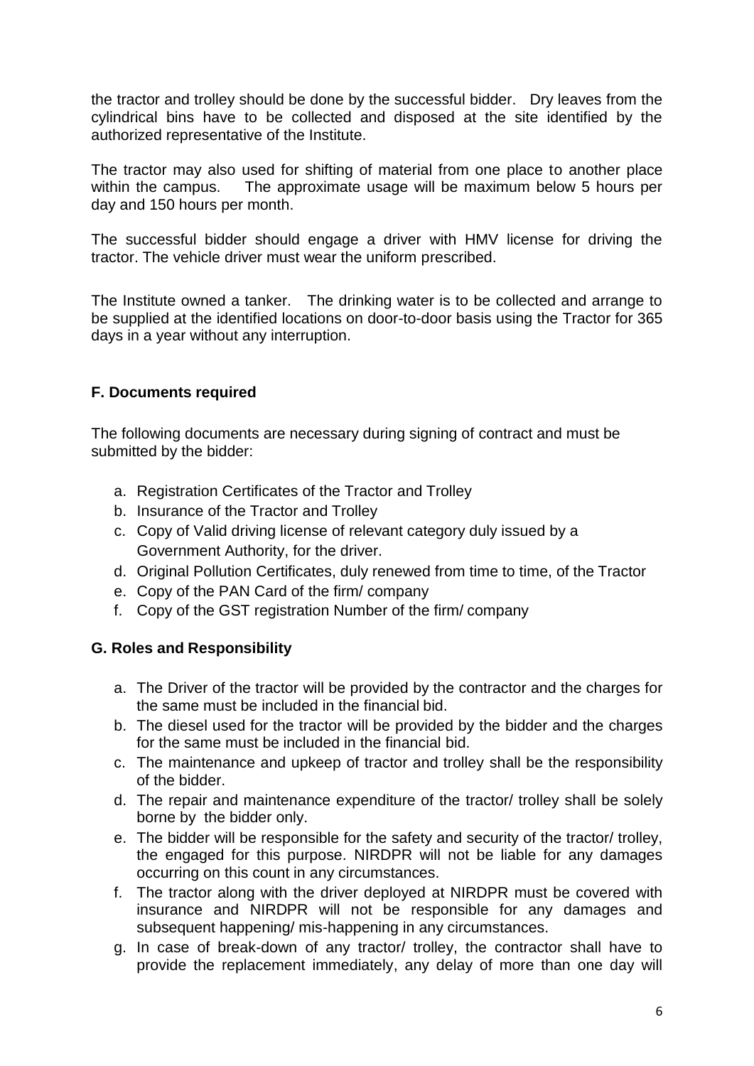the tractor and trolley should be done by the successful bidder. Dry leaves from the cylindrical bins have to be collected and disposed at the site identified by the authorized representative of the Institute.

The tractor may also used for shifting of material from one place to another place within the campus. The approximate usage will be maximum below 5 hours per day and 150 hours per month.

The successful bidder should engage a driver with HMV license for driving the tractor. The vehicle driver must wear the uniform prescribed.

The Institute owned a tanker. The drinking water is to be collected and arrange to be supplied at the identified locations on door-to-door basis using the Tractor for 365 days in a year without any interruption.

### F. Documents required

The following documents are necessary during signing of contract and must be submitted by the bidder:

a. Registration Certificates of the Tractor and Trolley
b. Insurance of the Tractor and Trolley
c. Copy of Valid driving license of relevant category duly issued by a Government Authority, for the driver.
d. Original Pollution Certificates, duly renewed from time to time, of the Tractor
e. Copy of the PAN Card of the firm/ company
f. Copy of the GST registration Number of the firm/ company

### G. Roles and Responsibility

a. The Driver of the tractor will be provided by the contractor and the charges for the same must be included in the financial bid.
b. The diesel used for the tractor will be provided by the bidder and the charges for the same must be included in the financial bid.
c. The maintenance and upkeep of tractor and trolley shall be the responsibility of the bidder.
d. The repair and maintenance expenditure of the tractor/ trolley shall be solely borne by the bidder only.
e. The bidder will be responsible for the safety and security of the tractor/ trolley, the engaged for this purpose. NIRDPR will not be liable for any damages occurring on this count in any circumstances.
f. The tractor along with the driver deployed at NIRDPR must be covered with insurance and NIRDPR will not be responsible for any damages and subsequent happening/ mis-happening in any circumstances.
g. In case of break-down of any tractor/ trolley, the contractor shall have to provide the replacement immediately, any delay of more than one day will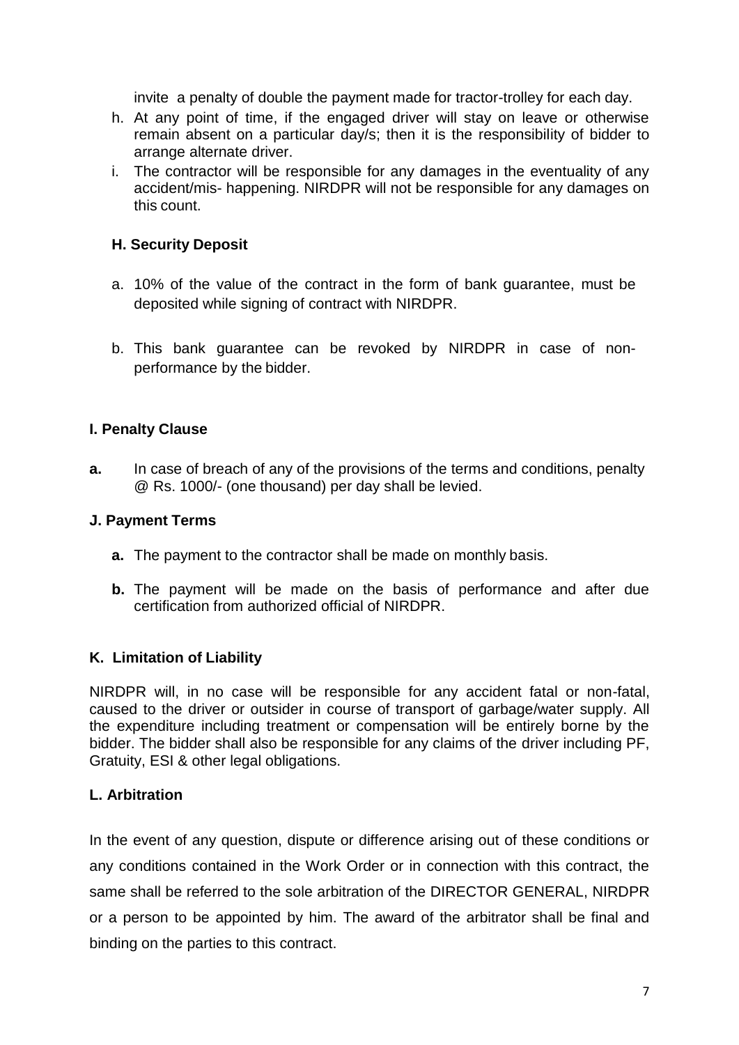invite a penalty of double the payment made for tractor-trolley for each day.

h. At any point of time, if the engaged driver will stay on leave or otherwise remain absent on a particular day/s; then it is the responsibility of bidder to arrange alternate driver.
i. The contractor will be responsible for any damages in the eventuality of any accident/mis- happening. NIRDPR will not be responsible for any damages on this count.

### H. Security Deposit

a. 10% of the value of the contract in the form of bank guarantee, must be deposited while signing of contract with NIRDPR.

b. This bank guarantee can be revoked by NIRDPR in case of non-performance by the bidder.

### I. Penalty Clause

**a.** In case of breach of any of the provisions of the terms and conditions, penalty @ Rs. 1000/- (one thousand) per day shall be levied.

### J. Payment Terms

**a.** The payment to the contractor shall be made on monthly basis.

**b.** The payment will be made on the basis of performance and after due certification from authorized official of NIRDPR.

### K. Limitation of Liability

NIRDPR will, in no case will be responsible for any accident fatal or non-fatal, caused to the driver or outsider in course of transport of garbage/water supply. All the expenditure including treatment or compensation will be entirely borne by the bidder. The bidder shall also be responsible for any claims of the driver including PF, Gratuity, ESI & other legal obligations.

### L. Arbitration

In the event of any question, dispute or difference arising out of these conditions or any conditions contained in the Work Order or in connection with this contract, the same shall be referred to the sole arbitration of the DIRECTOR GENERAL, NIRDPR or a person to be appointed by him. The award of the arbitrator shall be final and binding on the parties to this contract.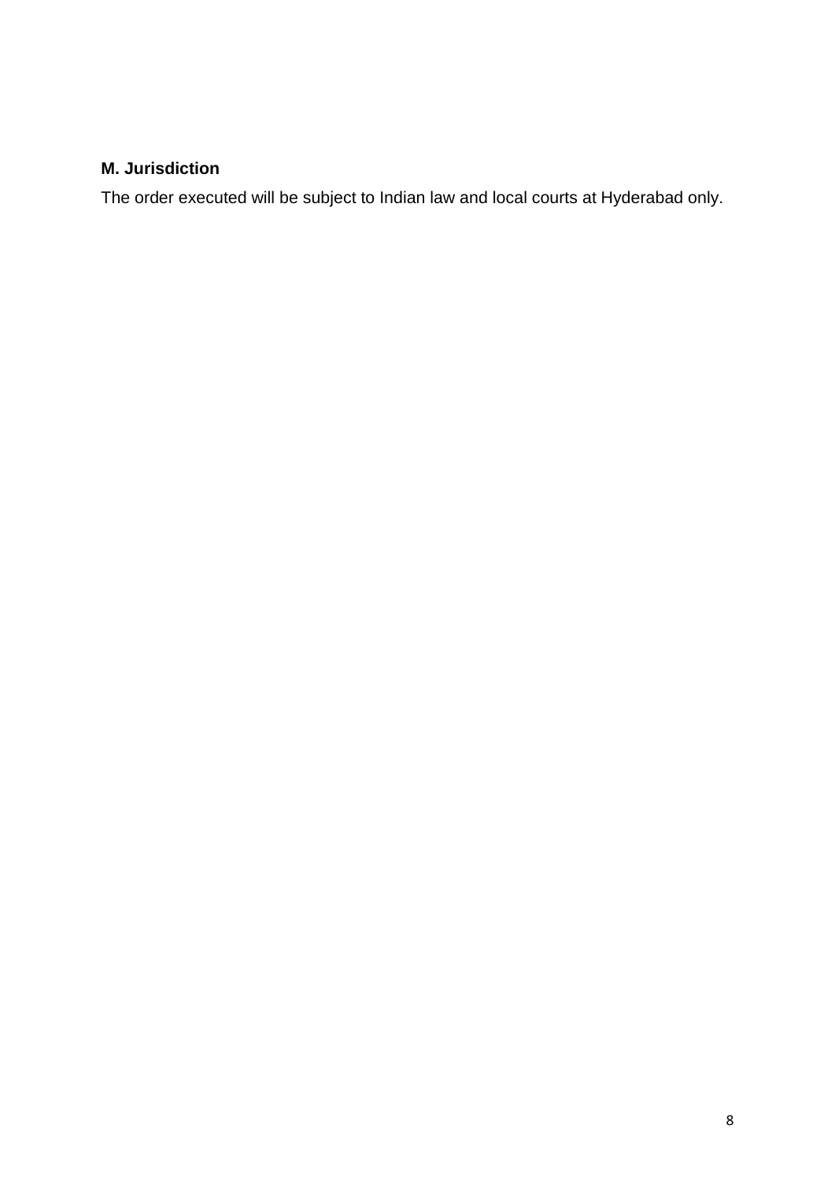**M. Jurisdiction**

The order executed will be subject to Indian law and local courts at Hyderabad only.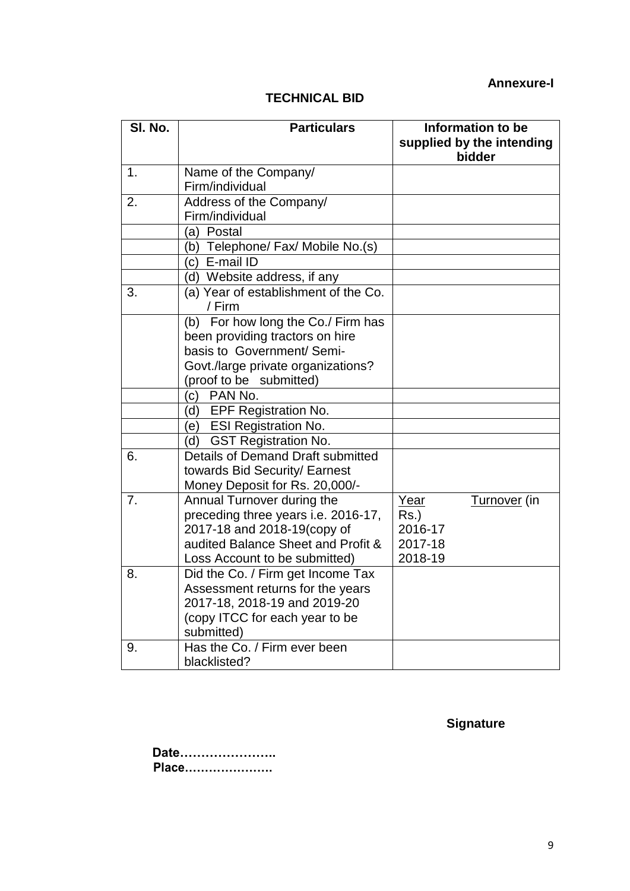**Annexure-I**

## TECHNICAL BID

| Sl. No. | Particulars | Information to be supplied by the intending bidder |
|---|---|---|
| 1. | Name of the Company/ Firm/individual | |
| 2. | Address of the Company/ Firm/individual | |
| | (a) Postal | |
| | (b) Telephone/ Fax/ Mobile No.(s) | |
| | (c) E-mail ID | |
| | (d) Website address, if any | |
| 3. | (a) Year of establishment of the Co. / Firm | |
| | (b) For how long the Co./ Firm has been providing tractors on hire basis to Government/ Semi-Govt./large private organizations? (proof to be submitted) | |
| | (c) PAN No. | |
| | (d) EPF Registration No. | |
| | (e) ESI Registration No. | |
| | (d) GST Registration No. | |
| 6. | Details of Demand Draft submitted towards Bid Security/ Earnest Money Deposit for Rs. 20,000/- | |
| 7. | Annual Turnover during the preceding three years i.e. 2016-17, 2017-18 and 2018-19(copy of audited Balance Sheet and Profit & Loss Account to be submitted) | Year Turnover (in Rs.)<br>2016-17<br>2017-18<br>2018-19 |
| 8. | Did the Co. / Firm get Income Tax Assessment returns for the years 2017-18, 2018-19 and 2019-20 (copy ITCC for each year to be submitted) | |
| 9. | Has the Co. / Firm ever been blacklisted? | |

**Signature**

**Date…………………..**

**Place………………….**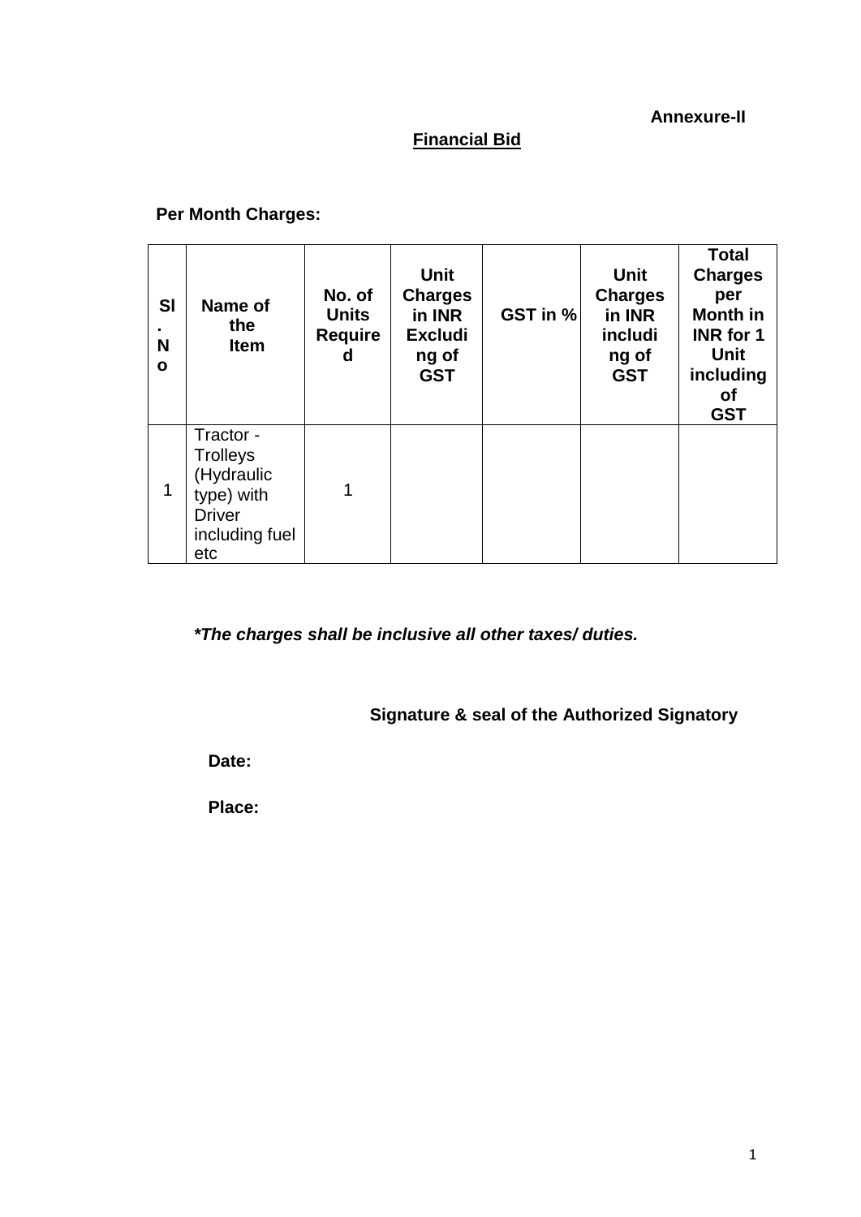**Annexure-II**

## Financial Bid

**Per Month Charges:**

| Sl. No | Name of the Item | No. of Units Required | Unit Charges in INR Excluding of GST | GST in % | Unit Charges in INR including of GST | Total Charges per Month in INR for 1 Unit including of GST |
|---|---|---|---|---|---|---|
| 1 | Tractor - Trolleys (Hydraulic type) with Driver including fuel etc | 1 | | | | |

***The charges shall be inclusive all other taxes/ duties.***

**Signature & seal of the Authorized Signatory**

**Date:**

**Place:**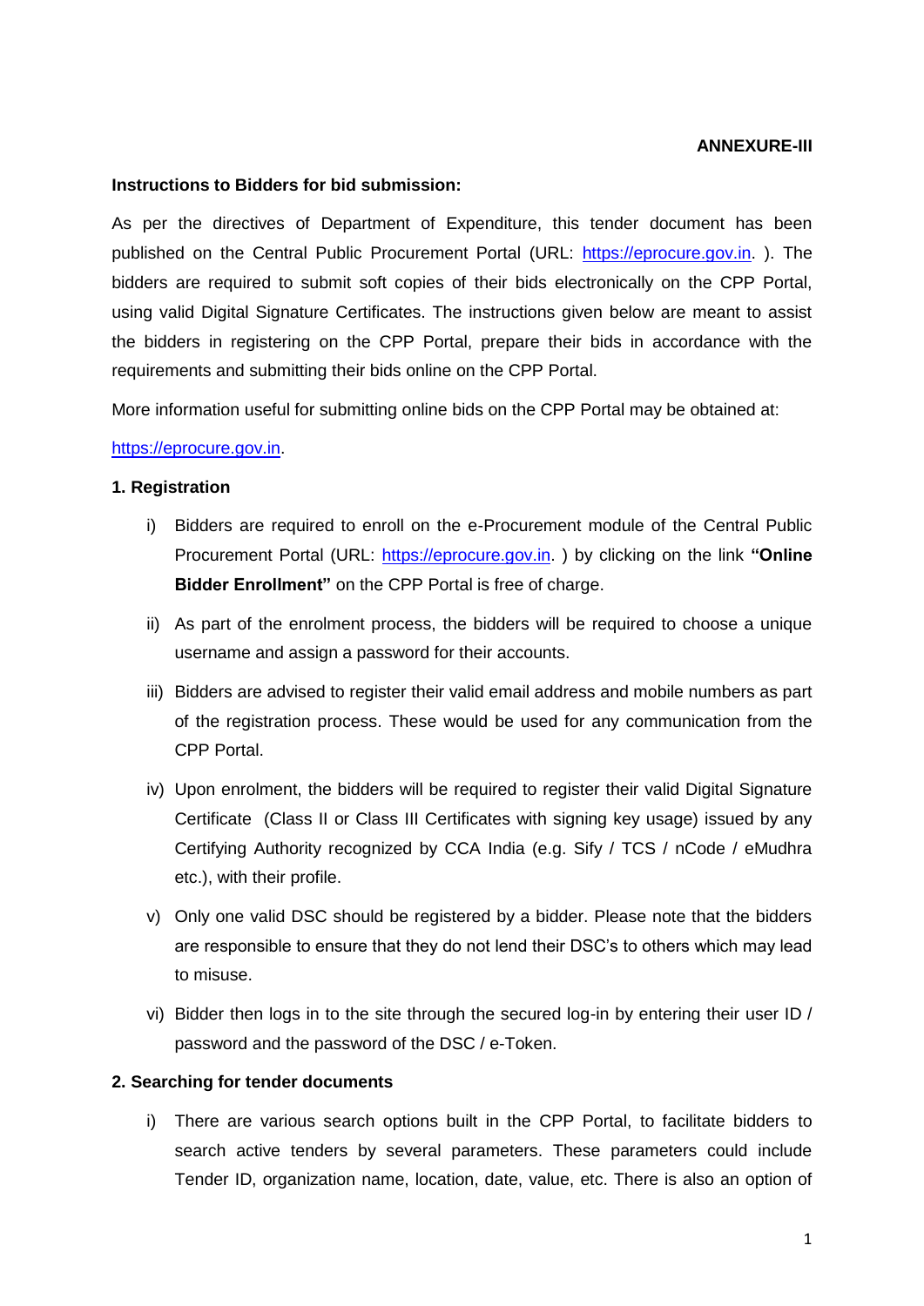**ANNEXURE-III**

**Instructions to Bidders for bid submission:**

As per the directives of Department of Expenditure, this tender document has been published on the Central Public Procurement Portal (URL: https://eprocure.gov.in. ). The bidders are required to submit soft copies of their bids electronically on the CPP Portal, using valid Digital Signature Certificates. The instructions given below are meant to assist the bidders in registering on the CPP Portal, prepare their bids in accordance with the requirements and submitting their bids online on the CPP Portal.

More information useful for submitting online bids on the CPP Portal may be obtained at:

https://eprocure.gov.in.

**1. Registration**

i) Bidders are required to enroll on the e-Procurement module of the Central Public Procurement Portal (URL: https://eprocure.gov.in. ) by clicking on the link **"Online Bidder Enrollment"** on the CPP Portal is free of charge.

ii) As part of the enrolment process, the bidders will be required to choose a unique username and assign a password for their accounts.

iii) Bidders are advised to register their valid email address and mobile numbers as part of the registration process. These would be used for any communication from the CPP Portal.

iv) Upon enrolment, the bidders will be required to register their valid Digital Signature Certificate (Class II or Class III Certificates with signing key usage) issued by any Certifying Authority recognized by CCA India (e.g. Sify / TCS / nCode / eMudhra etc.), with their profile.

v) Only one valid DSC should be registered by a bidder. Please note that the bidders are responsible to ensure that they do not lend their DSC's to others which may lead to misuse.

vi) Bidder then logs in to the site through the secured log-in by entering their user ID / password and the password of the DSC / e-Token.

**2. Searching for tender documents**

i) There are various search options built in the CPP Portal, to facilitate bidders to search active tenders by several parameters. These parameters could include Tender ID, organization name, location, date, value, etc. There is also an option of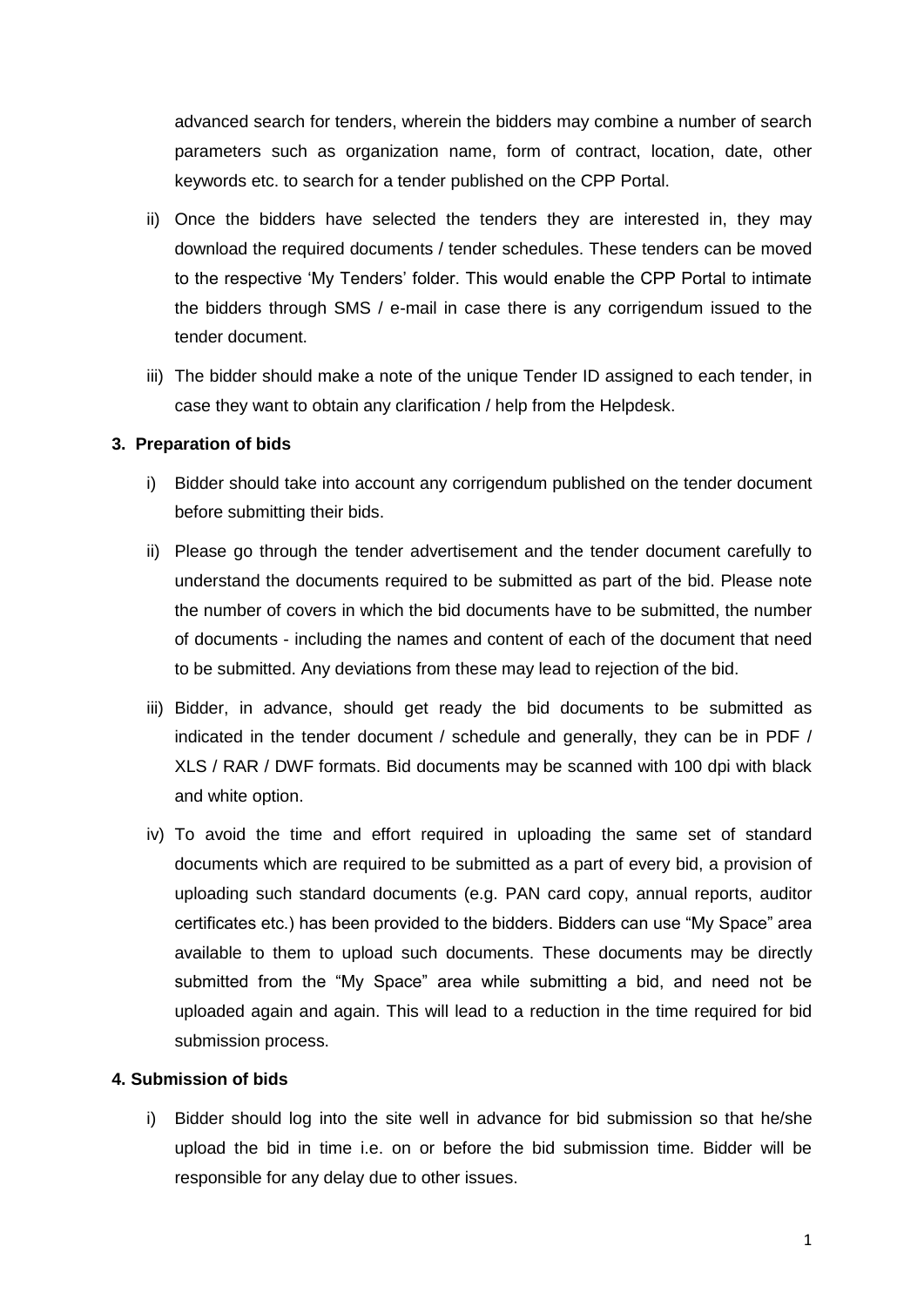advanced search for tenders, wherein the bidders may combine a number of search parameters such as organization name, form of contract, location, date, other keywords etc. to search for a tender published on the CPP Portal.

ii) Once the bidders have selected the tenders they are interested in, they may download the required documents / tender schedules. These tenders can be moved to the respective 'My Tenders' folder. This would enable the CPP Portal to intimate the bidders through SMS / e-mail in case there is any corrigendum issued to the tender document.

iii) The bidder should make a note of the unique Tender ID assigned to each tender, in case they want to obtain any clarification / help from the Helpdesk.

**3. Preparation of bids**

i) Bidder should take into account any corrigendum published on the tender document before submitting their bids.

ii) Please go through the tender advertisement and the tender document carefully to understand the documents required to be submitted as part of the bid. Please note the number of covers in which the bid documents have to be submitted, the number of documents - including the names and content of each of the document that need to be submitted. Any deviations from these may lead to rejection of the bid.

iii) Bidder, in advance, should get ready the bid documents to be submitted as indicated in the tender document / schedule and generally, they can be in PDF / XLS / RAR / DWF formats. Bid documents may be scanned with 100 dpi with black and white option.

iv) To avoid the time and effort required in uploading the same set of standard documents which are required to be submitted as a part of every bid, a provision of uploading such standard documents (e.g. PAN card copy, annual reports, auditor certificates etc.) has been provided to the bidders. Bidders can use "My Space" area available to them to upload such documents. These documents may be directly submitted from the "My Space" area while submitting a bid, and need not be uploaded again and again. This will lead to a reduction in the time required for bid submission process.

**4. Submission of bids**

i) Bidder should log into the site well in advance for bid submission so that he/she upload the bid in time i.e. on or before the bid submission time. Bidder will be responsible for any delay due to other issues.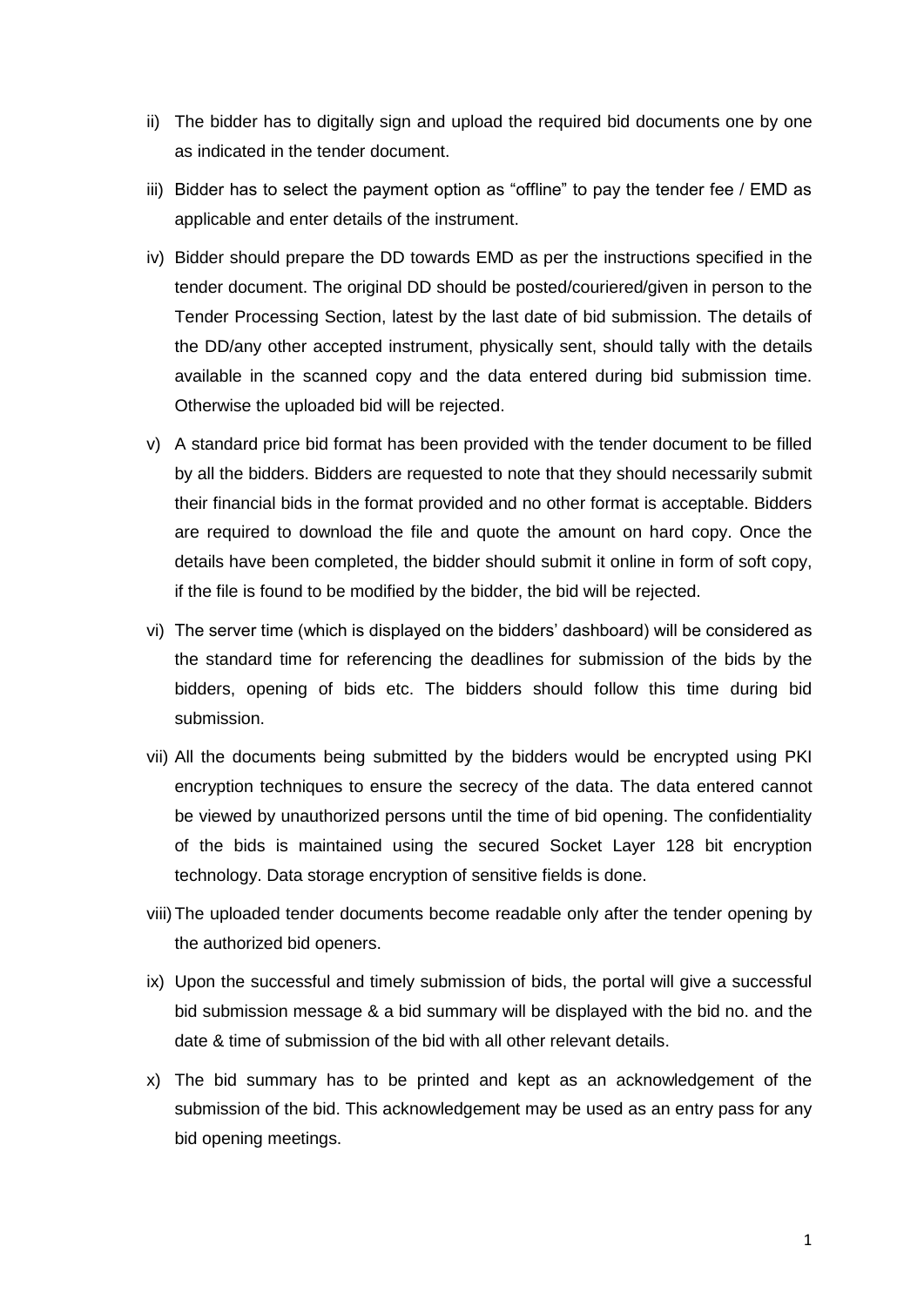ii) The bidder has to digitally sign and upload the required bid documents one by one as indicated in the tender document.

iii) Bidder has to select the payment option as "offline" to pay the tender fee / EMD as applicable and enter details of the instrument.

iv) Bidder should prepare the DD towards EMD as per the instructions specified in the tender document. The original DD should be posted/couriered/given in person to the Tender Processing Section, latest by the last date of bid submission. The details of the DD/any other accepted instrument, physically sent, should tally with the details available in the scanned copy and the data entered during bid submission time. Otherwise the uploaded bid will be rejected.

v) A standard price bid format has been provided with the tender document to be filled by all the bidders. Bidders are requested to note that they should necessarily submit their financial bids in the format provided and no other format is acceptable. Bidders are required to download the file and quote the amount on hard copy. Once the details have been completed, the bidder should submit it online in form of soft copy, if the file is found to be modified by the bidder, the bid will be rejected.

vi) The server time (which is displayed on the bidders' dashboard) will be considered as the standard time for referencing the deadlines for submission of the bids by the bidders, opening of bids etc. The bidders should follow this time during bid submission.

vii) All the documents being submitted by the bidders would be encrypted using PKI encryption techniques to ensure the secrecy of the data. The data entered cannot be viewed by unauthorized persons until the time of bid opening. The confidentiality of the bids is maintained using the secured Socket Layer 128 bit encryption technology. Data storage encryption of sensitive fields is done.

viii) The uploaded tender documents become readable only after the tender opening by the authorized bid openers.

ix) Upon the successful and timely submission of bids, the portal will give a successful bid submission message & a bid summary will be displayed with the bid no. and the date & time of submission of the bid with all other relevant details.

x) The bid summary has to be printed and kept as an acknowledgement of the submission of the bid. This acknowledgement may be used as an entry pass for any bid opening meetings.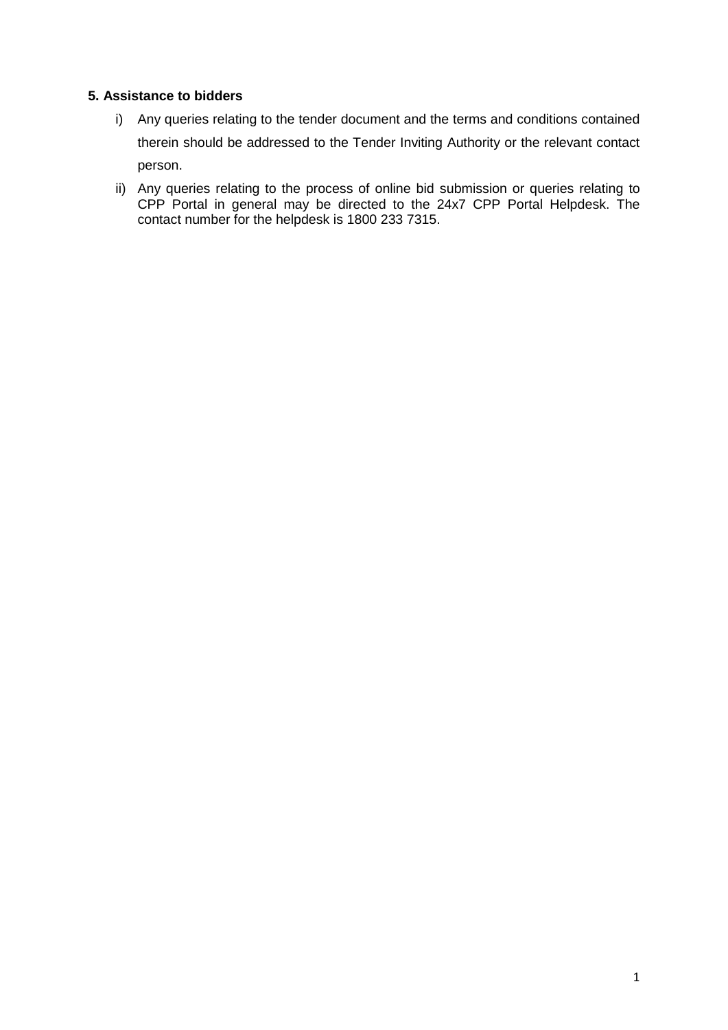**5. Assistance to bidders**

i) Any queries relating to the tender document and the terms and conditions contained therein should be addressed to the Tender Inviting Authority or the relevant contact person.

ii) Any queries relating to the process of online bid submission or queries relating to CPP Portal in general may be directed to the 24x7 CPP Portal Helpdesk. The contact number for the helpdesk is 1800 233 7315.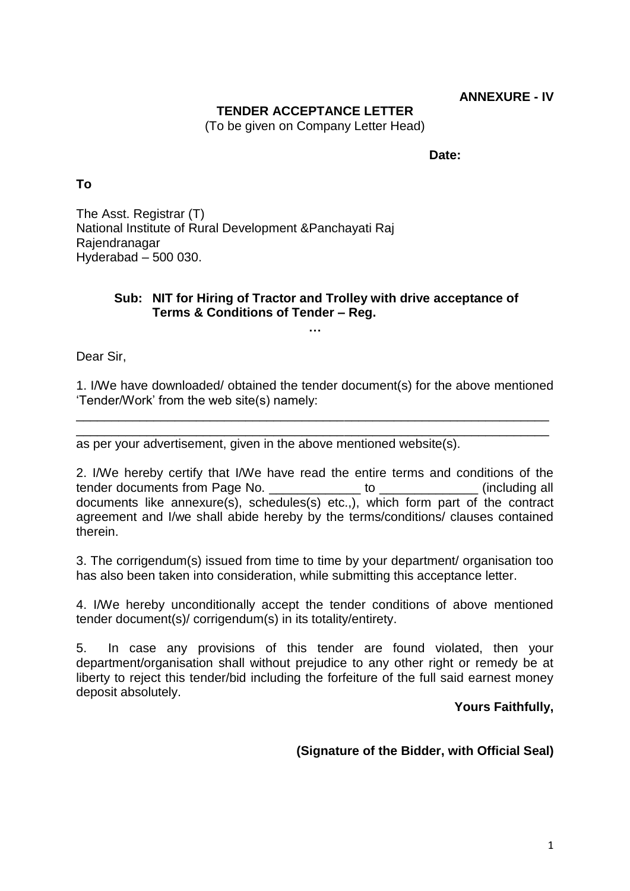**ANNEXURE - IV**

**TENDER ACCEPTANCE LETTER**

(To be given on Company Letter Head)

**Date:**

**To**

The Asst. Registrar (T)
National Institute of Rural Development &Panchayati Raj
Rajendranagar
Hyderabad – 500 030.

**Sub: NIT for Hiring of Tractor and Trolley with drive acceptance of Terms & Conditions of Tender – Reg.**

…

Dear Sir,

1. I/We have downloaded/ obtained the tender document(s) for the above mentioned 'Tender/Work' from the web site(s) namely:

________________________________________________________________________
________________________________________________________________________

as per your advertisement, given in the above mentioned website(s).

2. I/We hereby certify that I/We have read the entire terms and conditions of the tender documents from Page No. _____________ to ______________ (including all documents like annexure(s), schedules(s) etc.,), which form part of the contract agreement and I/we shall abide hereby by the terms/conditions/ clauses contained therein.

3. The corrigendum(s) issued from time to time by your department/ organisation too has also been taken into consideration, while submitting this acceptance letter.

4. I/We hereby unconditionally accept the tender conditions of above mentioned tender document(s)/ corrigendum(s) in its totality/entirety.

5. In case any provisions of this tender are found violated, then your department/organisation shall without prejudice to any other right or remedy be at liberty to reject this tender/bid including the forfeiture of the full said earnest money deposit absolutely.

**Yours Faithfully,**

**(Signature of the Bidder, with Official Seal)**